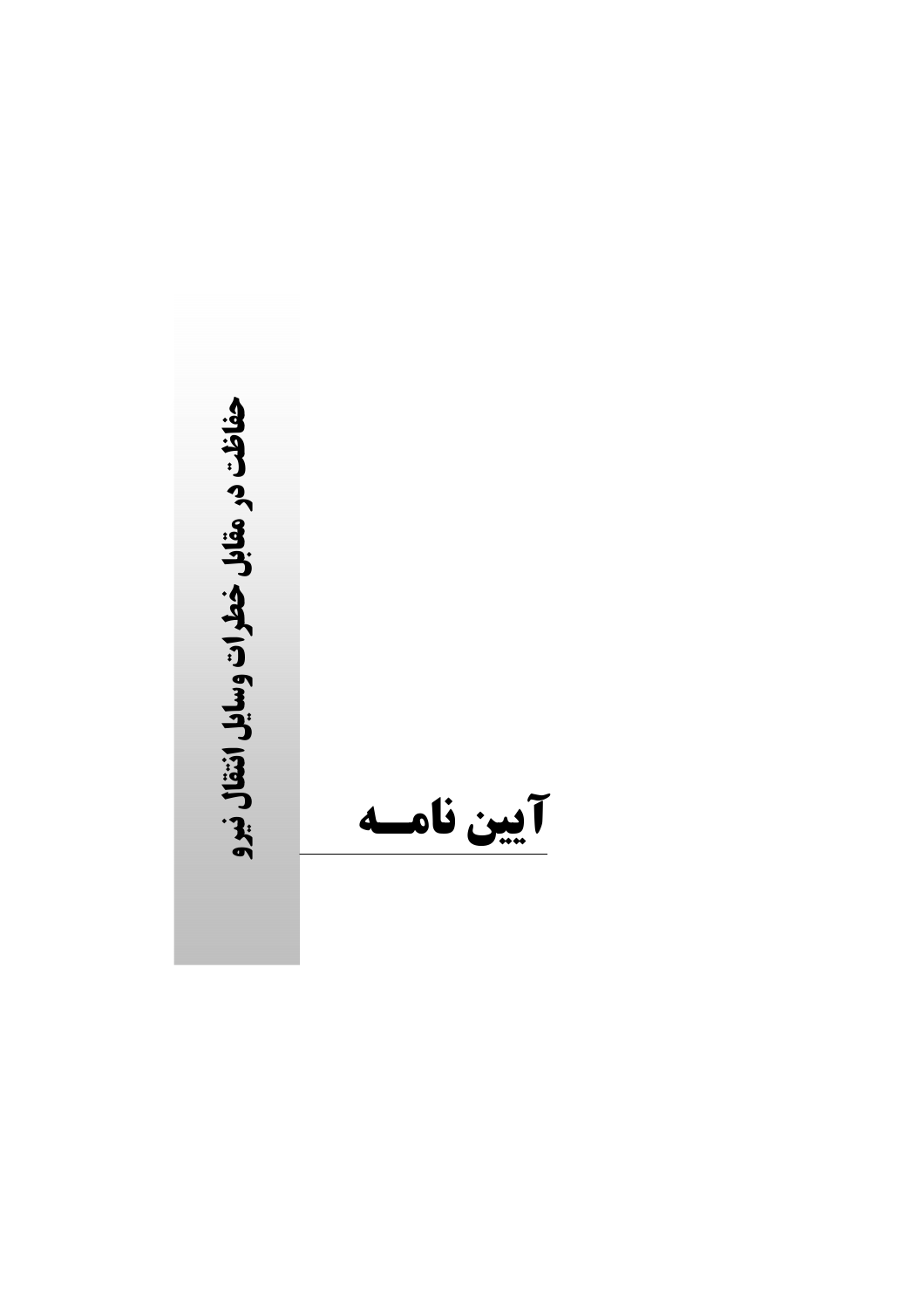# آیین نامـــه

## حفاظت در مقابل خطرات وسایل انتقال نیرو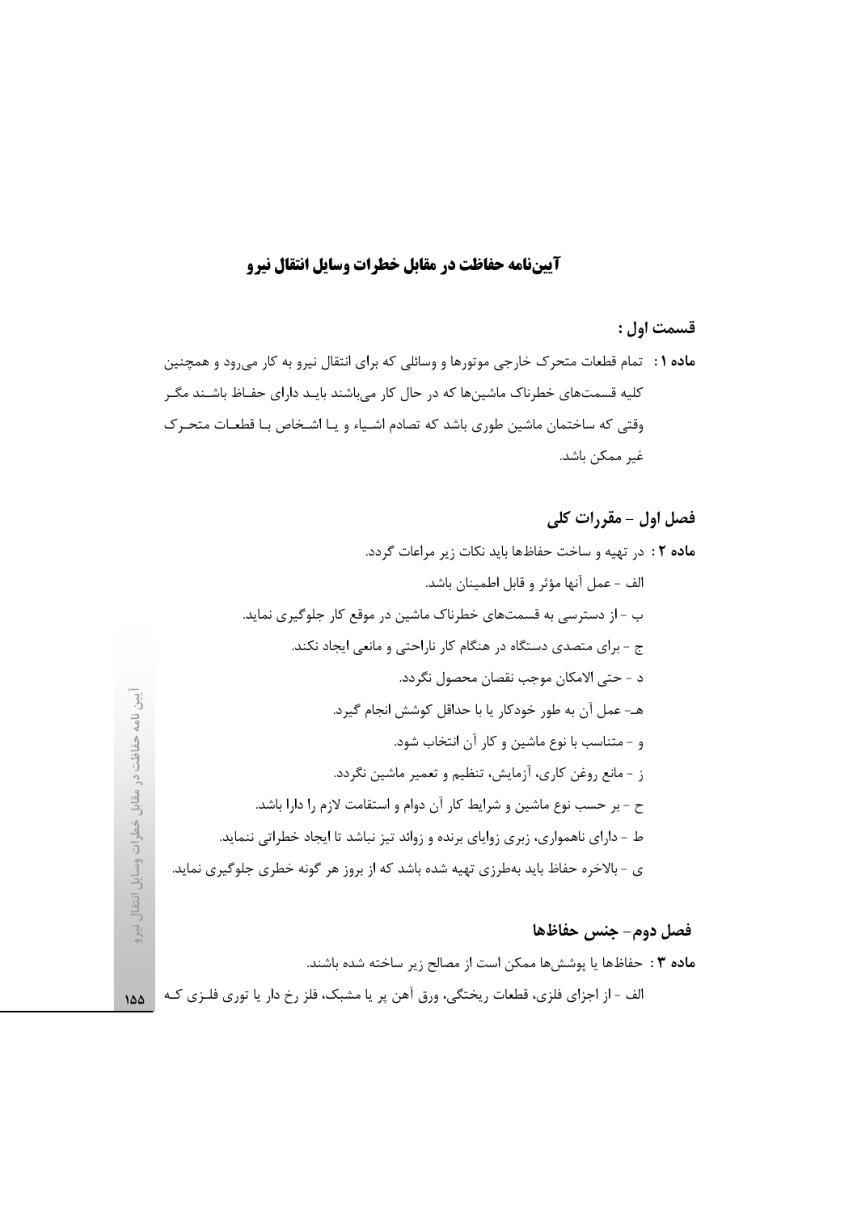# آیین‌نامه حفاظت در مقابل خطرات وسایل انتقال نیرو

## قسمت اول :

**ماده ۱ :** تمام قطعات متحرک خارجی موتورها و وسائلی که برای انتقال نیرو به کار می‌رود و همچنین کلیه قسمت‌های خطرناک ماشین‌ها که در حال کار می‌باشند باید دارای حفاظ باشند مگر وقتی که ساختمان ماشین طوری باشد که تصادم اشیاء و یا اشخاص با قطعات متحرک غیر ممکن باشد.

## فصل اول – مقررات کلی

**ماده ۲ :** در تهیه و ساخت حفاظ‌ها باید نکات زیر مراعات گردد.

الف - عمل آنها مؤثر و قابل اطمینان باشد.

ب - از دسترسی به قسمت‌های خطرناک ماشین در موقع کار جلوگیری نماید.

ج - برای متصدی دستگاه در هنگام کار ناراحتی و مانعی ایجاد نکند.

د - حتی الامکان موجب نقصان محصول نگردد.

هـ- عمل آن به طور خودکار یا با حداقل کوشش انجام گیرد.

و - متناسب با نوع ماشین و کار آن انتخاب شود.

ز - مانع روغن کاری، آزمایش، تنظیم و تعمیر ماشین نگردد.

ح - بر حسب نوع ماشین و شرایط کار آن دوام و استقامت لازم را دارا باشد.

ط - دارای ناهمواری، زبری زوایای برنده و زوائد تیز نباشد تا ایجاد خطراتی ننماید.

ی - بالاخره حفاظ باید به‌طرزی تهیه شده باشد که از بروز هر گونه خطری جلوگیری نماید.

## فصل دوم- جنس حفاظ‌ها

**ماده ۳ :** حفاظ‌ها یا پوشش‌ها ممکن است از مصالح زیر ساخته شده باشند.

الف - از اجزای فلزی، قطعات ریختگی، ورق آهن پر یا مشبک، فلز رخ دار یا توری فلزی که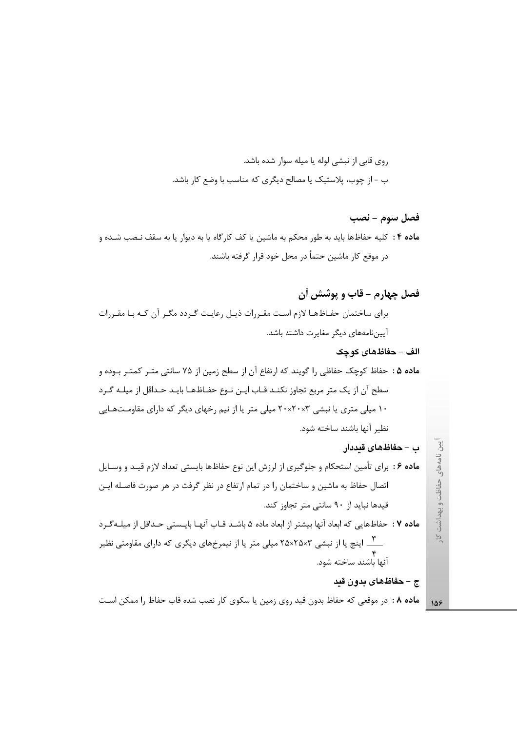روی قابی از نبشی لوله یا میله سوار شده باشد.

ب - از چوب، پلاستیک یا مصالح دیگری که مناسب با وضع کار باشد.

## فصل سوم – نصب

**ماده ۴ :** کلیه حفاظها باید به طور محکم به ماشین یا کف کارگاه یا به دیوار یا به سقف نصب شده و در موقع کار ماشین حتماً در محل خود قرار گرفته باشند.

## فصل چهارم - قاب و پوشش آن

برای ساختمان حفاظها لازم است مقررات ذیل رعایت گردد مگر آن که با مقررات آیین‌نامه‌های دیگر مغایرت داشته باشد.

### الف – حفاظهای کوچک

**ماده ۵ :** حفاظ کوچک حفاظی را گویند که ارتفاع آن از سطح زمین از ۷۵ سانتی متر کمتر بوده و سطح آن از یک متر مربع تجاوز نکند قاب این نوع حفاظها باید حداقل از میله گرد ۱۰ میلی متری یا نبشی ۳×۲۰×۲۰ میلی متر یا از نیم رخهای دیگر که دارای مقاومت‌هایی نظیر آنها باشند ساخته شود.

### ب – حفاظهای قیددار

**ماده ۶ :** برای تأمین استحکام و جلوگیری از لرزش این نوع حفاظها بایستی تعداد لازم قید و وسایل اتصال حفاظ به ماشین و ساختمان را در تمام ارتفاع در نظر گرفت در هر صورت فاصله این قیدها نباید از ۹۰ سانتی متر تجاوز کند.

**ماده ۷ :** حفاظهایی که ابعاد آنها بیشتر از ابعاد ماده ۵ باشد قاب آنها بایستی حداقل از میله‌گرد $\frac{۳}{۴}$ اینچ یا از نبشی ۳×۲۵×۲۵ میلی متر یا از نیمرخهای دیگری که دارای مقاومتی نظیر آنها باشند ساخته شود.

### ج – حفاظهای بدون قید

**ماده ۸ :** در موقعی که حفاظ بدون قید روی زمین یا سکوی کار نصب شده قاب حفاظ را ممکن است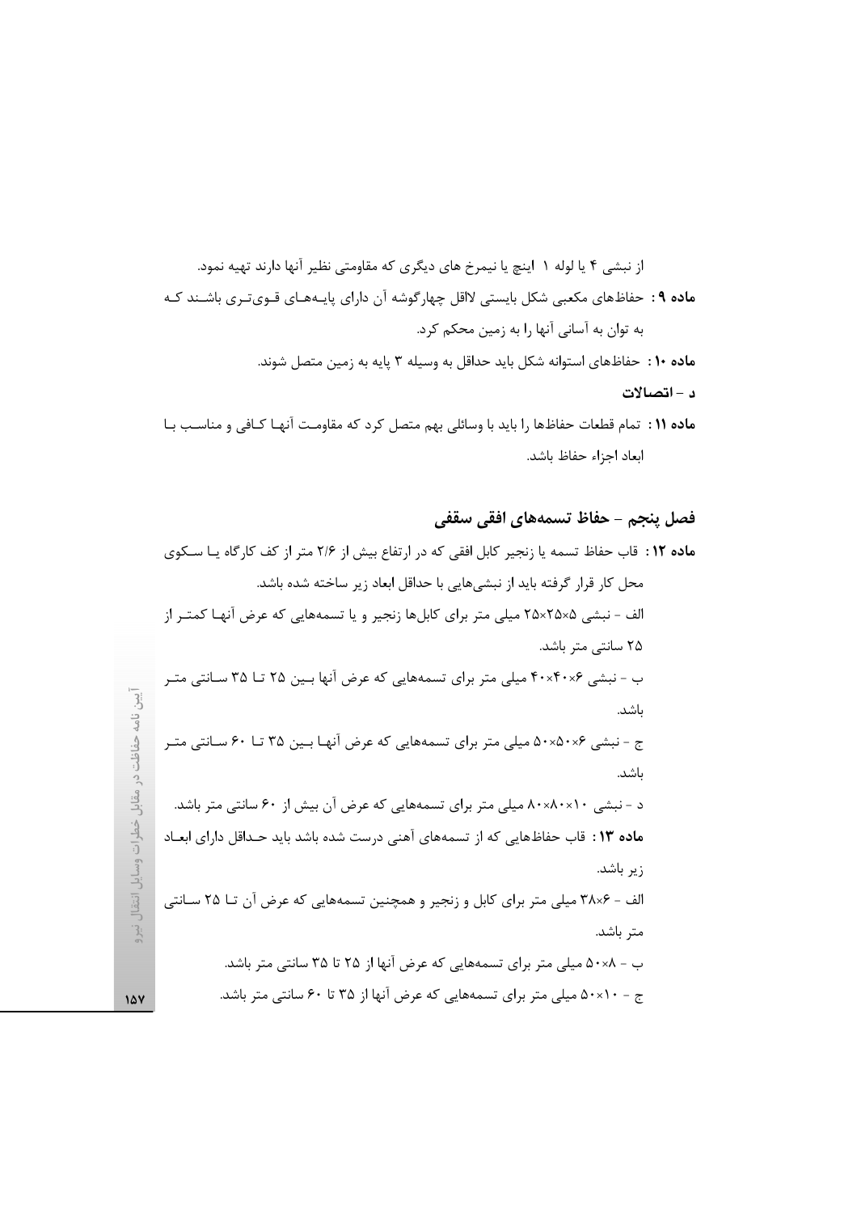از نبشی ۴ یا لوله ۱ اینچ یا نیمرخ های دیگری که مقاومتی نظیر آنها دارند تهیه نمود.

**ماده ۹ :** حفاظهای مکعبی شکل بایستی لااقل چهارگوشه آن دارای پایه‌های قوی‌تری باشند که به توان به آسانی آنها را به زمین محکم کرد.

**ماده ۱۰ :** حفاظهای استوانه شکل باید حداقل به وسیله ۳ پایه به زمین متصل شوند.

**د – اتصالات**

**ماده ۱۱ :** تمام قطعات حفاظها را باید با وسائلی بهم متصل کرد که مقاومت آنها کافی و مناسب با ابعاد اجزاء حفاظ باشد.

## فصل پنجم – حفاظ تسمه‌های افقی سقفی

**ماده ۱۲ :** قاب حفاظ تسمه یا زنجیر کابل افقی که در ارتفاع بیش از ۲/۶ متر از کف کارگاه یا سکوی محل کار قرار گرفته باید از نبشی‌هایی با حداقل ابعاد زیر ساخته شده باشد.

الف - نبشی ۵×۲۵×۲۵ میلی متر برای کابل‌ها زنجیر و یا تسمه‌هایی که عرض آنها کمتر از ۲۵ سانتی متر باشد.

ب - نبشی ۶×۴۰×۴۰ میلی متر برای تسمه‌هایی که عرض آنها بین ۲۵ تا ۳۵ سانتی متر باشد.

ج - نبشی ۶×۵۰×۵۰ میلی متر برای تسمه‌هایی که عرض آنها بین ۳۵ تا ۶۰ سانتی متر باشد.

د - نبشی ۱۰×۸۰×۸۰ میلی متر برای تسمه‌هایی که عرض آن بیش از ۶۰ سانتی متر باشد.

**ماده ۱۳ :** قاب حفاظهایی که از تسمه‌های آهنی درست شده باشد باید حداقل دارای ابعاد زیر باشد.

الف - ۶×۳۸ میلی متر برای کابل و زنجیر و همچنین تسمه‌هایی که عرض آن تا ۲۵ سانتی متر باشد.

ب - ۸×۵۰ میلی متر برای تسمه‌هایی که عرض آنها از ۲۵ تا ۳۵ سانتی متر باشد.

ج - ۱۰×۵۰ میلی متر برای تسمه‌هایی که عرض آنها از ۳۵ تا ۶۰ سانتی متر باشد.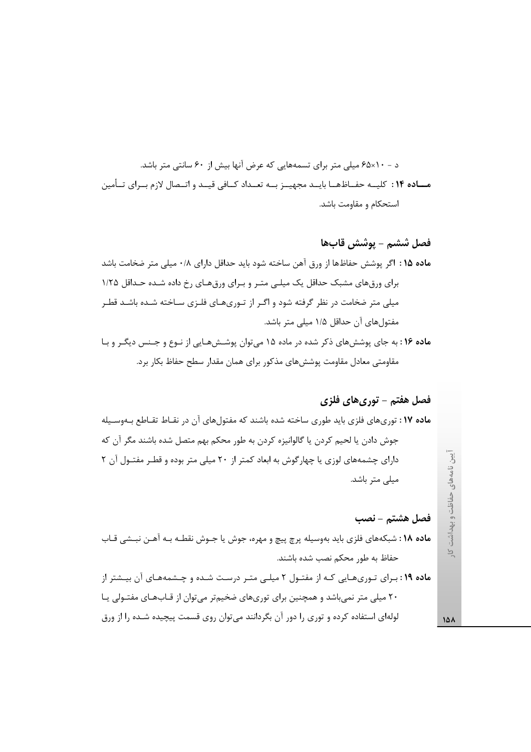د - ۱۰×۶۵ میلی متر برای تسمه‌هایی که عرض آنها بیش از ۶۰ سانتی متر باشد.

**مـــاده ۱۴ :** کلیـــه حفــاظهــا بایــد مجهیــز بــه تعــداد کــافی قیــد و اتــصال لازم بــرای تــأمین استحکام و مقاومت باشد.

## فصل ششم - پوشش قاب‌ها

**ماده ۱۵ :** اگر پوشش حفاظها از ورق آهن ساخته شود باید حداقل دارای ۰/۸ میلی متر ضخامت باشد برای ورق‌های مشبک حداقل یک میلـی متـر و بـرای ورق‌هـای رخ داده شـده حـداقل ۱/۲۵ میلی متر ضخامت در نظر گرفته شود و اگـر از تـوری‌هـای فلـزی سـاخته شـده باشـد قطـر مفتول‌های آن حداقل ۱/۵ میلی متر باشد.

**ماده ۱۶ :** به جای پوشش‌های ذکر شده در ماده ۱۵ می‌توان پوشـش‌هـایی از نـوع و جـنس دیگـر و بـا مقاومتی معادل مقاومت پوشش‌های مذکور برای همان مقدار سطح حفاظ بکار برد.

## فصل هفتم - توری‌های فلزی

**ماده ۱۷ :** توری‌های فلزی باید طوری ساخته شده باشند که مفتول‌های آن در نقـاط تقـاطع بـه‌وسـیله جوش دادن یا لحیم کردن یا گالوانیزه کردن به طور محکم بهم متصل شده باشند مگر آن که دارای چشمه‌های لوزی یا چهارگوش به ابعاد کمتر از ۲۰ میلی متر بوده و قطـر مفتـول آن ۲ میلی متر باشد.

## فصل هشتم - نصب

**ماده ۱۸ :** شبکه‌های فلزی باید به‌وسیله پرچ پیچ و مهره، جوش یا جـوش نقطـه بـه آهـن نبـشی قـاب حفاظ به طور محکم نصب شده باشند.

**ماده ۱۹ :** بـرای تـوری‌هـایی کـه از مفتـول ۲ میلـی متـر درسـت شـده و چـشمه‌هـای آن بیـشتر از ۲۰ میلی متر نمی‌باشد و همچنین برای توری‌های ضخیم‌تر می‌توان از قـاب‌هـای مفتـولی یـا لوله‌ای استفاده کرده و توری را دور آن بگردانند می‌توان روی قسمت پیچیده شـده را از ورق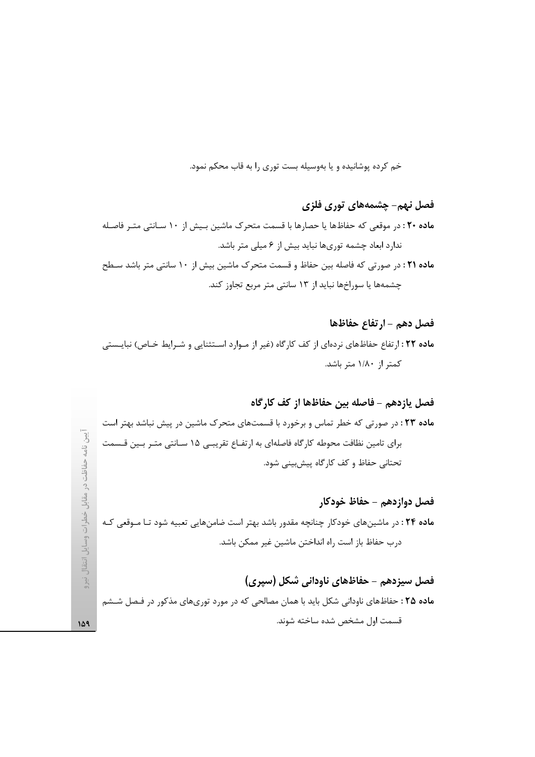خم کرده پوشانیده و یا به‌وسیله بست توری را به قاب محکم نمود.

## فصل نهم- چشمه‌های توری فلزی

**ماده ۲۰ :** در موقعی که حفاظ‌ها یا حصارها با قسمت متحرک ماشین بیش از ۱۰ سانتی متر فاصله ندارد ابعاد چشمه توری‌ها نباید بیش از ۶ میلی متر باشد.

**ماده ۲۱ :** در صورتی که فاصله بین حفاظ و قسمت متحرک ماشین بیش از ۱۰ سانتی متر باشد سطح چشمه‌ها یا سوراخ‌ها نباید از ۱۳ سانتی متر مربع تجاوز کند.

## فصل دهم - ارتفاع حفاظ‌ها

**ماده ۲۲ :** ارتفاع حفاظ‌های نرده‌ای از کف کارگاه (غیر از موارد استثنایی و شرایط خاص) نبایستی کمتر از ۱/۸۰ متر باشد.

## فصل یازدهم - فاصله بین حفاظ‌ها از کف کارگاه

**ماده ۲۳ :** در صورتی که خطر تماس و برخورد با قسمت‌های متحرک ماشین در پیش نباشد بهتر است برای تامین نظافت محوطه کارگاه فاصله‌ای به ارتفاع تقریبی ۱۵ سانتی متر بین قسمت تحتانی حفاظ و کف کارگاه پیش‌بینی شود.

## فصل دوازدهم - حفاظ خودکار

**ماده ۲۴ :** در ماشین‌های خودکار چنانچه مقدور باشد بهتر است ضامن‌هایی تعبیه شود تا موقعی که درب حفاظ باز است راه انداختن ماشین غیر ممکن باشد.

## فصل سیزدهم - حفاظ‌های ناودانی شکل (سپری)

**ماده ۲۵ :** حفاظ‌های ناودانی شکل باید با همان مصالحی که در مورد توری‌های مذکور در فصل ششم قسمت اول مشخص شده ساخته شوند.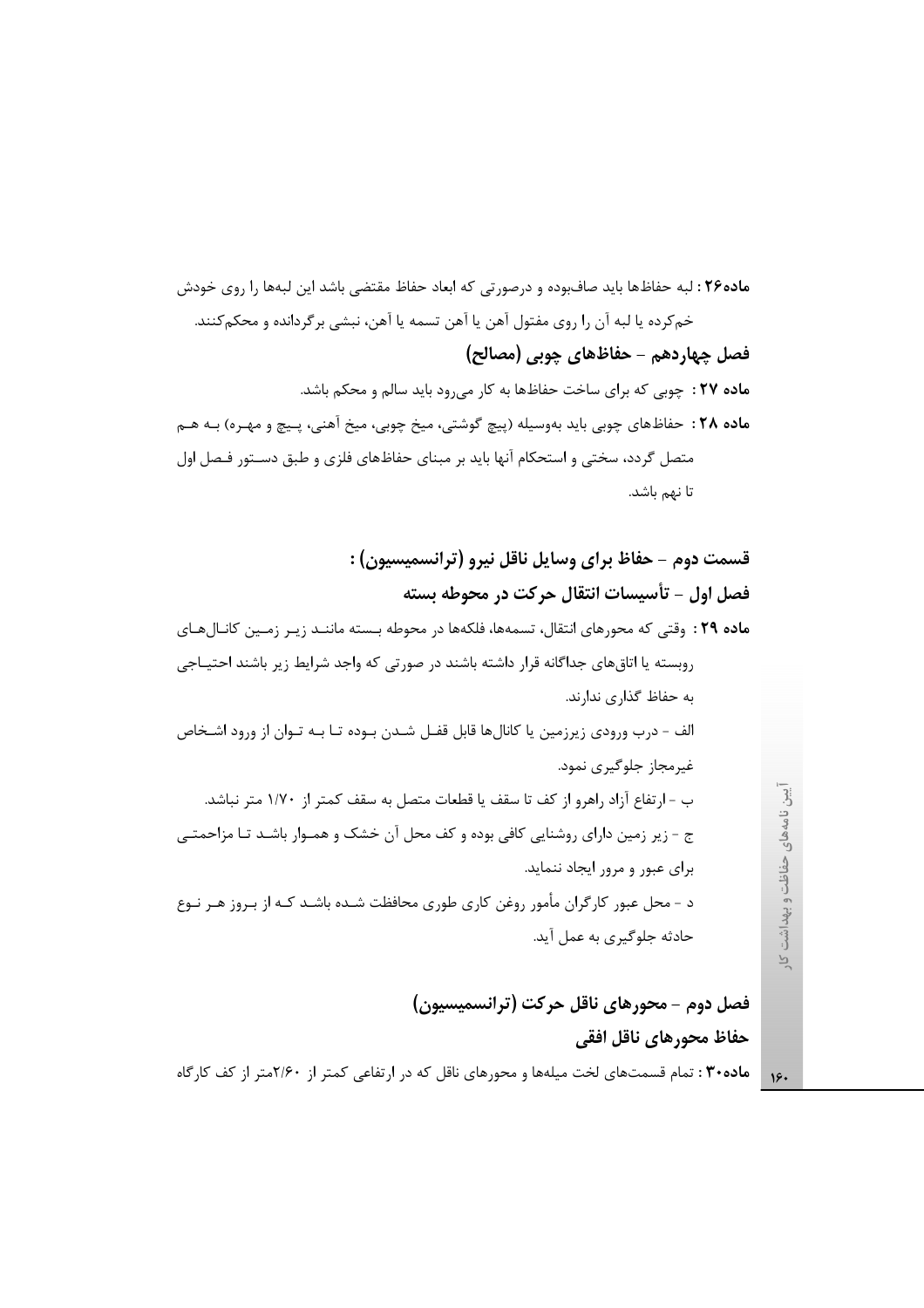**ماده۲۶ :** لبه حفاظ‌ها باید صاف‌بوده و درصورتی که ابعاد حفاظ مقتضی باشد این لبه‌ها را روی خودش خم‌کرده یا لبه آن را روی مفتول آهن یا آهن تسمه یا آهن، نبشی برگردانده و محکم‌کنند.

### فصل چهاردهم – حفاظ‌های چوبی (مصالح)

**ماده ۲۷ :** چوبی که برای ساخت حفاظ‌ها به کار می‌رود باید سالم و محکم باشد.

**ماده ۲۸ :** حفاظ‌های چوبی باید به‌وسیله (پیچ گوشتی، میخ چوبی، میخ آهنی، پیچ و مهره) به هم متصل گردد، سختی و استحکام آنها باید بر مبنای حفاظ‌های فلزی و طبق دستور فصل اول تا نهم باشد.

## قسمت دوم – حفاظ برای وسایل ناقل نیرو (ترانسمیسیون) :

### فصل اول – تأسیسات انتقال حرکت در محوطه بسته

**ماده ۲۹ :** وقتی که محورهای انتقال، تسمه‌ها، فلکه‌ها در محوطه بسته مانند زیر زمین کانال‌های روبسته یا اتاق‌های جداگانه قرار داشته باشند در صورتی که واجد شرایط زیر باشند احتیاجی به حفاظ گذاری ندارند.

الف - درب ورودی زیرزمین یا کانال‌ها قابل قفل شدن بوده تا به توان از ورود اشخاص غیرمجاز جلوگیری نمود.

ب - ارتفاع آزاد راهرو از کف تا سقف یا قطعات متصل به سقف کمتر از ۱/۷۰ متر نباشد.

ج - زیر زمین دارای روشنایی کافی بوده و کف محل آن خشک و هموار باشد تا مزاحمتی برای عبور و مرور ایجاد ننماید.

د - محل عبور کارگران مأمور روغن کاری طوری محافظت شده باشد که از بروز هر نوع حادثه جلوگیری به عمل آید.

### فصل دوم – محورهای ناقل حرکت (ترانسمیسیون)

#### حفاظ محورهای ناقل افقی

**ماده۳۰ :** تمام قسمت‌های لخت میله‌ها و محورهای ناقل که در ارتفاعی کمتر از ۲/۶۰متر از کف کارگاه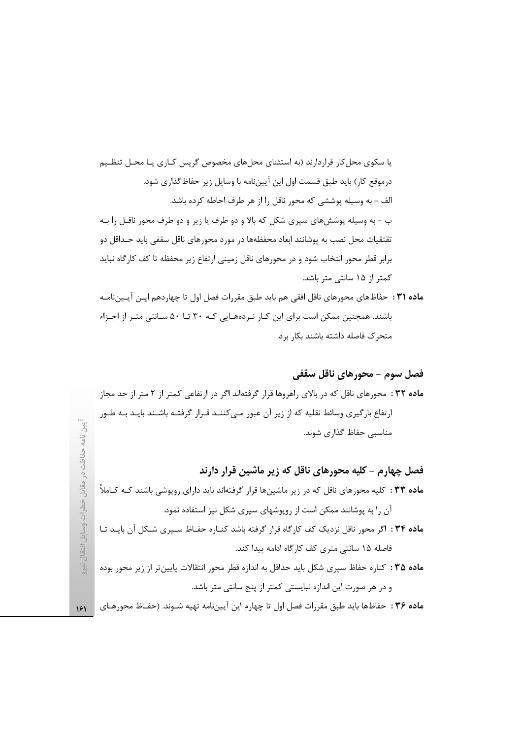یا سکوی محل‌کار قراردارند (به استثنای محل‌های مخصوص گریس کاری یا محل تنظیم درموقع کار) باید طبق قسمت اول این آیین‌نامه با وسایل زیر حفاظ‌گذاری شود.

الف - به وسیله پوششی که محور ناقل را از هر طرف احاطه کرده باشد.

ب - به وسیله پوشش‌های سپری شکل که بالا و دو طرف یا زیر و دو طرف محور ناقل را به تقتقیات محل نصب به پوشانند ابعاد محفظه‌ها در مورد محورهای ناقل سقفی باید حداقل دو برابر قطر محور انتخاب شود و در محورهای ناقل زمینی ارتفاع زیر محفظه تا کف کارگاه نباید کمتر از ۱۵ سانتی متر باشد.

**ماده ۳۱ :** حفاظ‌های محورهای ناقل افقی هم باید طبق مقررات فصل اول تا چهاردهم این آیین‌نامه باشند. همچنین ممکن است برای این کار نرده‌هایی که ۳۰ تا ۵۰ سانتی متر از اجزاء متحرک فاصله داشته باشند بکار برد.

## فصل سوم - محورهای ناقل سقفی

**ماده ۳۲ :** محورهای ناقل که در بالای راهروها قرار گرفته‌اند اگر در ارتفاعی کمتر از ۲ متر از حد مجاز ارتفاع بارگیری وسائط نقلیه که از زیر آن عبور می‌کنند قرار گرفته باشند باید به طور مناسبی حفاظ گذاری شوند.

## فصل چهارم - کلیه محورهای ناقل که زیر ماشین قرار دارند

**ماده ۳۳ :** کلیه محورهای ناقل که در زیر ماشین‌ها قرار گرفته‌اند باید دارای روپوشی باشند که کاملاً آن را به پوشانند ممکن است از روپوشهای سپری شکل نیز استفاده نمود.

**ماده ۳۴ :** اگر محور ناقل نزدیک کف کارگاه قرار گرفته باشد کناره حفاظ سپری شکل آن باید تا فاصله ۱۵ سانتی متری کف کارگاه ادامه پیدا کند.

**ماده ۳۵ :** کناره حفاظ سپری شکل باید حداقل به اندازه قطر محور انتقالات پایین‌تر از زیر محور بوده و در هر صورت این اندازه نبایستی کمتر از پنج سانتی متر باشد.

**ماده ۳۶ :** حفاظ‌ها باید طبق مقررات فصل اول تا چهارم این آیین‌نامه تهیه شوند. (حفاظ محورهای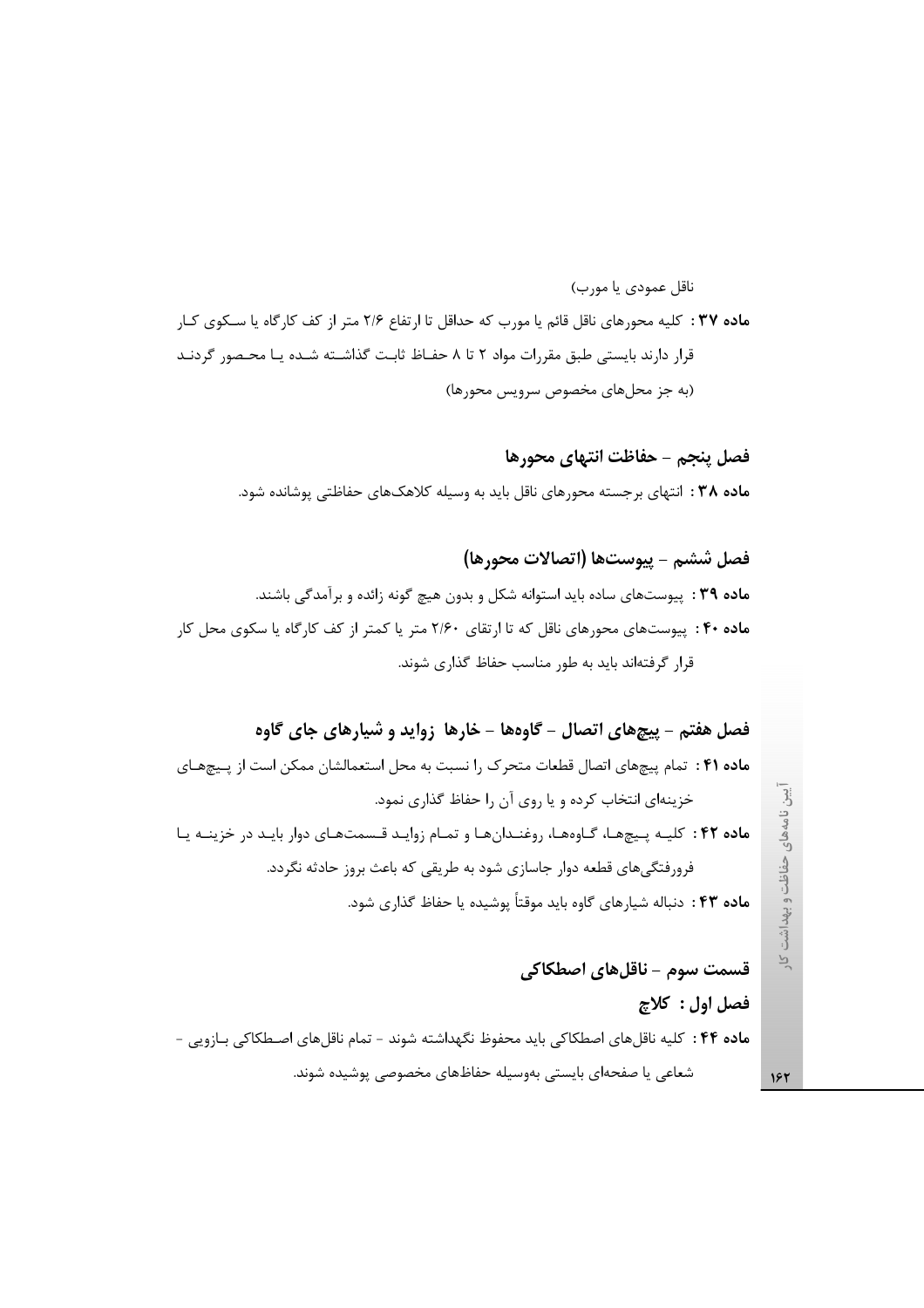ناقل عمودی یا مورب)

**ماده ۳۷ :** کلیه محورهای ناقل قائم یا مورب که حداقل تا ارتفاع ۲/۶ متر از کف کارگاه یا سکوی کار قرار دارند بایستی طبق مقررات مواد ۲ تا ۸ حفاظ ثابت گذاشته شده یا محصور گردند (به جز محل‌های مخصوص سرویس محورها)

## فصل پنجم – حفاظت انتهای محورها

**ماده ۳۸ :** انتهای برجسته محورهای ناقل باید به وسیله کلاهک‌های حفاظتی پوشانده شود.

## فصل ششم – پیوست‌ها (اتصالات محورها)

**ماده ۳۹ :** پیوست‌های ساده باید استوانه شکل و بدون هیچ گونه زائده و برآمدگی باشند.

**ماده ۴۰ :** پیوست‌های محورهای ناقل که تا ارتقای ۲/۶۰ متر یا کمتر از کف کارگاه یا سکوی محل کار قرار گرفته‌اند باید به طور مناسب حفاظ گذاری شوند.

## فصل هفتم – پیچ‌های اتصال – گاوه‌ها – خارها زواید و شیارهای جای گاوه

**ماده ۴۱ :** تمام پیچ‌های اتصال قطعات متحرک را نسبت به محل استعمالشان ممکن است از پیچ‌های خزینه‌ای انتخاب کرده و یا روی آن را حفاظ گذاری نمود.

**ماده ۴۲ :** کلیه پیچ‌ها، گاوه‌ها، روغندان‌ها و تمام زواید قسمت‌های دوار باید در خزینه یا فرورفتگی‌های قطعه دوار جاسازی شود به طریقی که باعث بروز حادثه نگردد.

**ماده ۴۳ :** دنباله شیارهای گاوه باید موقتاً پوشیده یا حفاظ گذاری شود.

# قسمت سوم – ناقل‌های اصطکاکی

## فصل اول : کلاچ

**ماده ۴۴ :** کلیه ناقل‌های اصطکاکی باید محفوظ نگهداشته شوند – تمام ناقل‌های اصطکاکی بازویی – شعاعی یا صفحه‌ای بایستی به‌وسیله حفاظ‌های مخصوصی پوشیده شوند.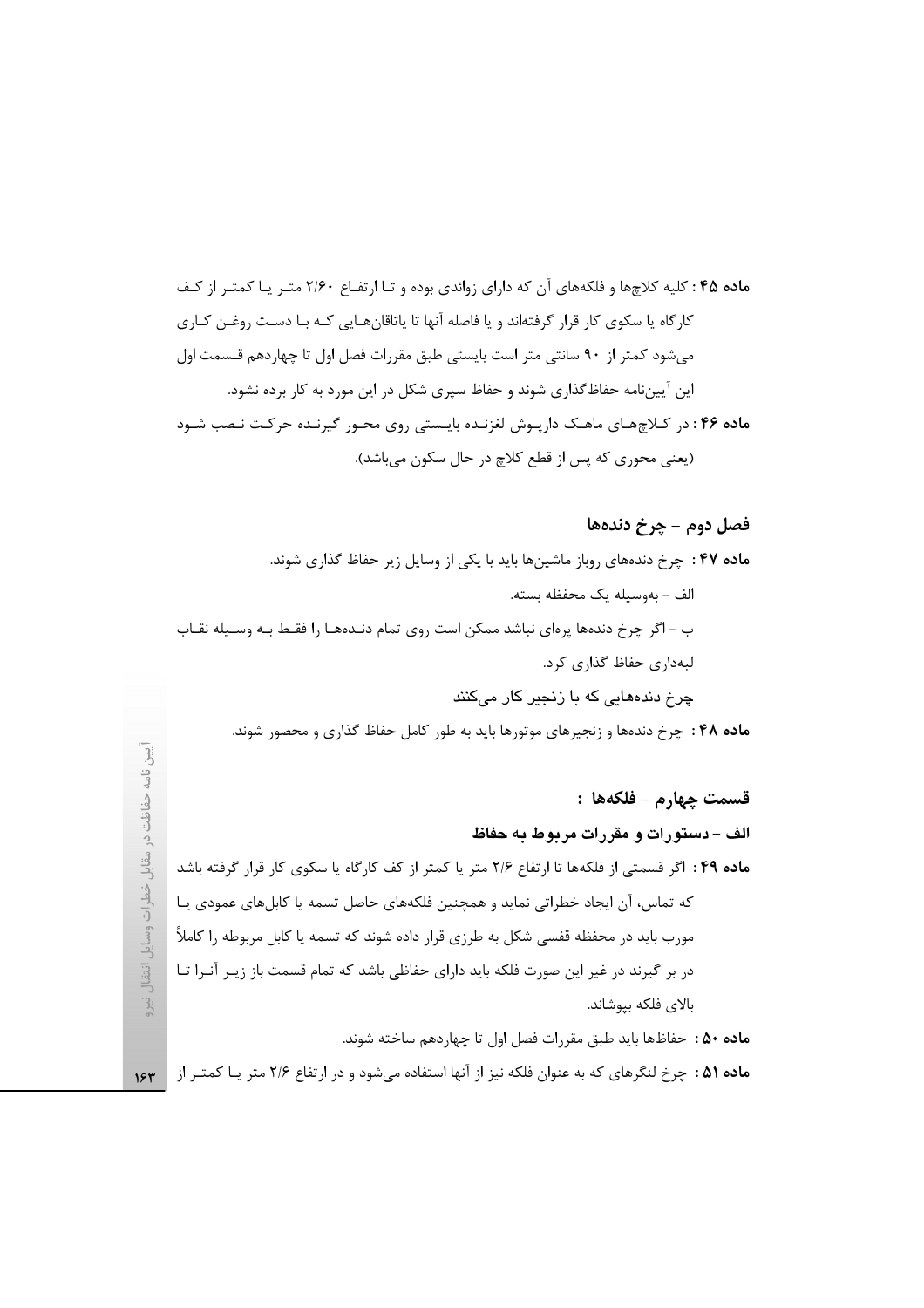**ماده ۴۵ :** کلیه کلاچ‌ها و فلکه‌های آن که دارای زوائدی بوده و تا ارتفاع ۲/۶۰ متر یا کمتر از کف کارگاه یا سکوی کار قرار گرفته‌اند و یا فاصله آنها تا یاتاقان‌هایی که با دست روغن کاری می‌شود کمتر از ۹۰ سانتی متر است بایستی طبق مقررات فصل اول تا چهاردهم قسمت اول این آیین‌نامه حفاظ‌گذاری شوند و حفاظ سپری شکل در این مورد به کار برده نشود.

**ماده ۴۶ :** در کلاچ‌های ماهک دارپوش لغزنده بایستی روی محور گیرنده حرکت نصب شود (یعنی محوری که پس از قطع کلاچ در حال سکون می‌باشد).

## فصل دوم – چرخ دنده‌ها

**ماده ۴۷ :** چرخ دنده‌های روباز ماشین‌ها باید با یکی از وسایل زیر حفاظ گذاری شوند.

الف - به‌وسیله یک محفظه بسته.

ب - اگر چرخ دنده‌ها پره‌ای نباشد ممکن است روی تمام دنده‌ها را فقط به وسیله نقاب لبه‌داری حفاظ گذاری کرد.

چرخ دنده‌هایی که با زنجیر کار می‌کنند

**ماده ۴۸ :** چرخ دنده‌ها و زنجیرهای موتورها باید به طور کامل حفاظ گذاری و محصور شوند.

## قسمت چهارم – فلکه‌ها :

### الف – دستورات و مقررات مربوط به حفاظ

**ماده ۴۹ :** اگر قسمتی از فلکه‌ها تا ارتفاع ۲/۶ متر یا کمتر از کف کارگاه یا سکوی کار قرار گرفته باشد که تماس، آن ایجاد خطراتی نماید و همچنین فلکه‌های حاصل تسمه یا کابل‌های عمودی یا مورب باید در محفظه قفسی شکل به طرزی قرار داده شوند که تسمه یا کابل مربوطه را کاملاً در بر گیرند در غیر این صورت فلکه باید دارای حفاظی باشد که تمام قسمت باز زیر آنرا تا بالای فلکه بپوشاند.

**ماده ۵۰ :** حفاظ‌ها باید طبق مقررات فصل اول تا چهاردهم ساخته شوند.

**ماده ۵۱ :** چرخ لنگرهای که به عنوان فلکه نیز از آنها استفاده می‌شود و در ارتفاع ۲/۶ متر یا کمتر از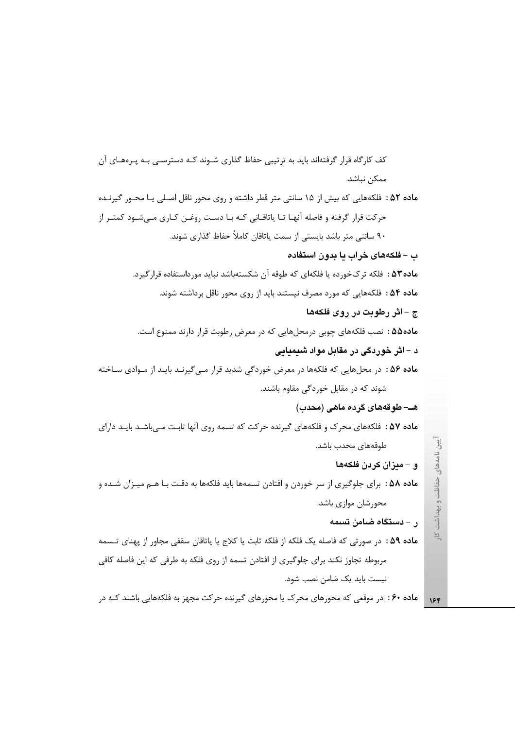کف کارگاه قرار گرفته‌اند باید به ترتیبی حفاظ گذاری شوند که دسترسی به پره‌های آن ممکن نباشد.

**ماده ۵۲ :** فلکه‌هایی که بیش از ۱۵ سانتی متر قطر داشته و روی محور ناقل اصلی یا محور گیرنده حرکت قرار گرفته و فاصله آنها تا یاتاقانی که با دست روغن کاری می‌شود کمتر از ۹۰ سانتی متر باشد بایستی از سمت یاتاقان کاملاً حفاظ گذاری شوند.

### ب – فلکه‌های خراب یا بدون استفاده

**ماده۵۳ :** فلکه ترک‌خورده یا فلکه‌ای که طوقه آن شکسته‌باشد نباید مورداستفاده قرارگیرد.

**ماده ۵۴ :** فلکه‌هایی که مورد مصرف نیستند باید از روی محور ناقل برداشته شوند.

### ج – اثر رطوبت در روی فلکه‌ها

**ماده۵۵ :** نصب فلکه‌های چوبی درمحل‌هایی که در معرض رطوبت قرار دارند ممنوع است.

### د – اثر خوردگی در مقابل مواد شیمیایی

**ماده ۵۶ :** در محل‌هایی که فلکه‌ها در معرض خوردگی شدید قرار می‌گیرند باید از موادی ساخته شوند که در مقابل خوردگی مقاوم باشند.

### هـ– طوقه‌های گرده ماهی (محدب)

**ماده ۵۷ :** فلکه‌های محرک و فلکه‌های گیرنده حرکت که تسمه روی آنها ثابت می‌باشد باید دارای طوقه‌های محدب باشد.

### و – میزان کردن فلکه‌ها

**ماده ۵۸ :** برای جلوگیری از سر خوردن و افتادن تسمه‌ها باید فلکه‌ها به دقت با هم میزان شده و محورشان موازی باشد.

### ر – دستگاه ضامن تسمه

**ماده ۵۹ :** در صورتی که فاصله یک فلکه از فلکه ثابت یا کلاج یا یاتاقان سقفی مجاور از پهنای تسمه مربوطه تجاوز نکند برای جلوگیری از افتادن تسمه از روی فلکه به طرفی که این فاصله کافی نیست باید یک ضامن نصب شود.

**ماده ۶۰ :** در موقعی که محورهای محرک یا محورهای گیرنده حرکت مجهز به فلکه‌هایی باشند که در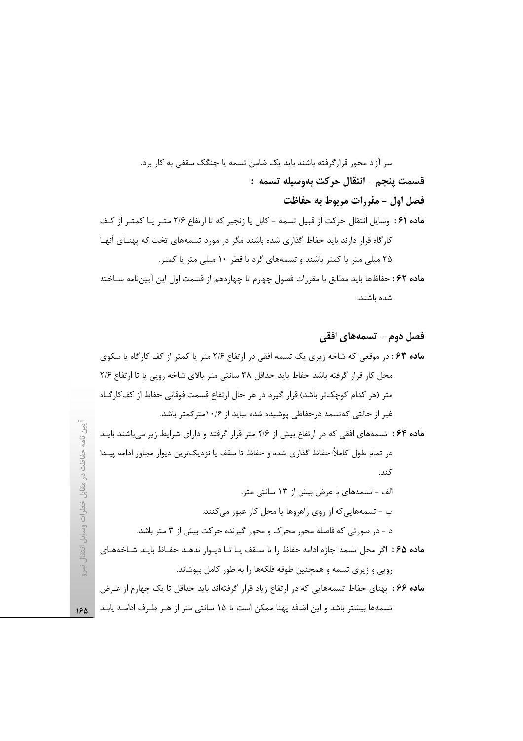سر آزاد محور قرارگرفته باشند باید یک ضامن تسمه یا چنگک سقفی به کار برد.

## قسمت پنجم – انتقال حرکت به‌وسیله تسمه :

### فصل اول – مقررات مربوط به حفاظت

**ماده ۶۱ :** وسایل انتقال حرکت از قبیل تسمه - کابل یا زنجیر که تا ارتفاع ۲/۶ متـر یـا کمتـر از کـف کارگاه قرار دارند باید حفاظ گذاری شده باشند مگر در مورد تسمه‌های تخت که پهنـای آنهـا ۲۵ میلی متر یا کمتر باشند و تسمه‌های گرد با قطر ۱۰ میلی متر یا کمتر.

**ماده ۶۲ :** حفاظ‌ها باید مطابق با مقررات فصول چهارم تا چهاردهم از قسمت اول این آیین‌نامه سـاخته شده باشند.

### فصل دوم – تسمه‌های افقی

**ماده ۶۳ :** در موقعی که شاخه زیری یک تسمه افقی در ارتفاع ۲/۶ متر یا کمتر از کف کارگاه یا سکوی محل کار قرار گرفته باشد حفاظ باید حداقل ۳۸ سانتی متر بالای شاخه رویی یا تا ارتفاع ۲/۶ متر (هر کدام کوچک‌تر باشد) قرار گیرد در هر حال ارتفاع قسمت فوقانی حفاظ از کف‌کارگـاه غیر از حالتی که‌تسمه درحفاظی پوشیده شده نباید از ۱۰/۶مترکمتر باشد.

**ماده ۶۴ :** تسمه‌های افقی که در ارتفاع بیش از ۲/۶ متر قرار گرفته و دارای شرایط زیر می‌باشند بایـد در تمام طول کاملاً حفاظ گذاری شده و حفاظ تا سقف یا نزدیک‌ترین دیوار مجاور ادامه پیـدا کند.

الف - تسمه‌های با عرض بیش از ۱۳ سانتی متر.

ب - تسمه‌هایی‌که از روی راهروها یا محل کار عبور می‌کنند.

د - در صورتی که فاصله محور محرک و محور گیرنده حرکت بیش از ۳ متر باشد.

**ماده ۶۵ :** اگر محل تسمه اجازه ادامه حفاظ را تا سـقف یـا تـا دیـوار ندهـد حفـاظ بایـد شـاخه‌هـای رویی و زیری تسمه و همچنین طوقه فلکه‌ها را به طور کامل بپوشاند.

**ماده ۶۶ :** پهنای حفاظ تسمه‌هایی که در ارتفاع زیاد قرار گرفته‌اند باید حداقل تا یک چهارم از عـرض تسمه‌ها بیشتر باشد و این اضافه پهنا ممکن است تا ۱۵ سانتی متر از هـر طـرف ادامـه یابـد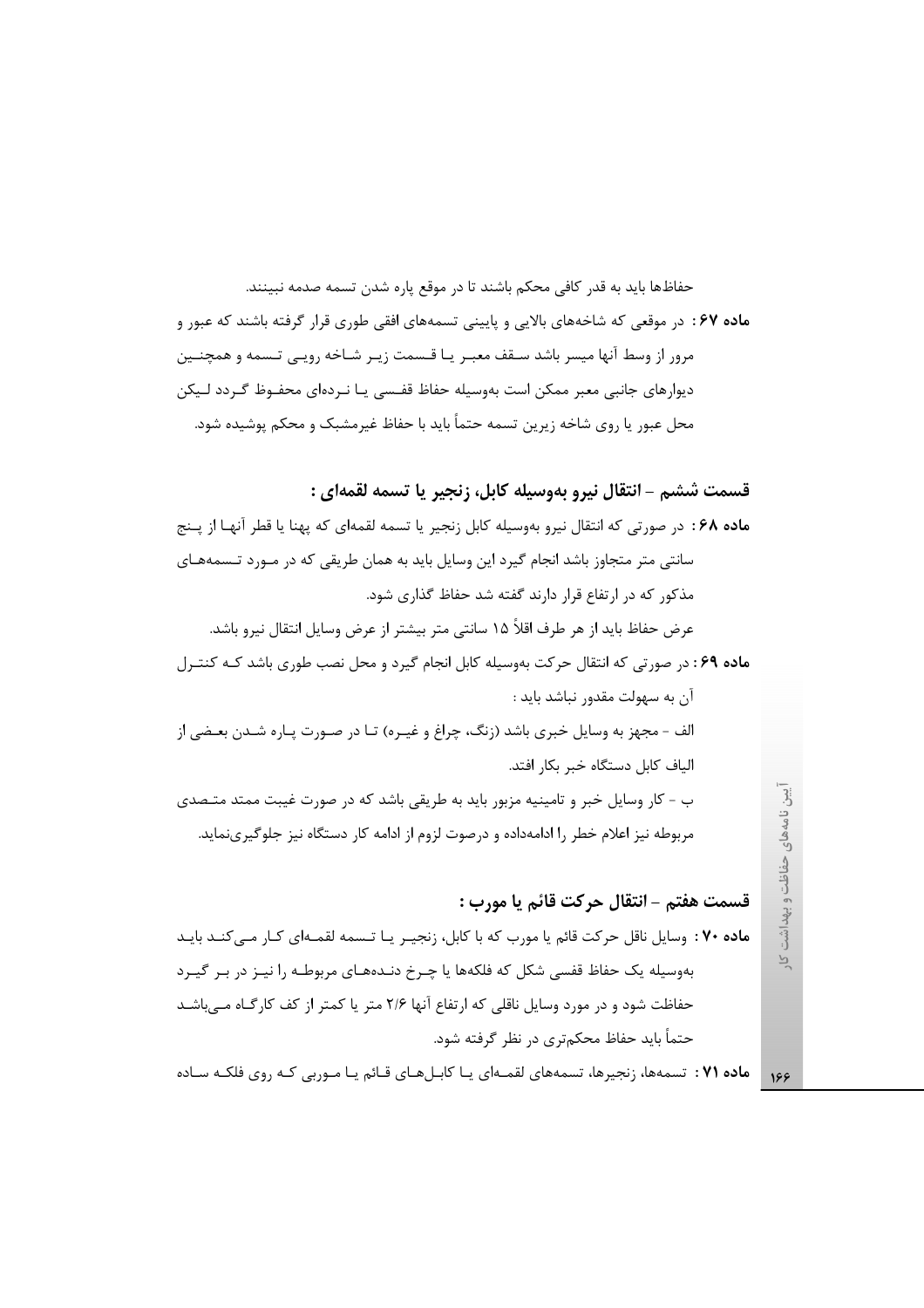حفاظها باید به قدر کافی محکم باشند تا در موقع پاره شدن تسمه صدمه نبینند.

**ماده ۶۷ :** در موقعی که شاخه‌های بالایی و پایینی تسمه‌های افقی طوری قرار گرفته باشند که عبور و مرور از وسط آنها میسر باشد سقف معبر یا قسمت زیر شاخه رویی تسمه و همچنین دیوارهای جانبی معبر ممکن است به‌وسیله حفاظ قفسی یا نرده‌ای محفوظ گردد لیکن محل عبور یا روی شاخه زیرین تسمه حتماً باید با حفاظ غیرمشبک و محکم پوشیده شود.

## قسمت ششم – انتقال نیرو به‌وسیله کابل، زنجیر یا تسمه لقمه‌ای :

**ماده ۶۸ :** در صورتی که انتقال نیرو به‌وسیله کابل زنجیر یا تسمه لقمه‌ای که پهنا یا قطر آنها از پنج سانتی متر متجاوز باشد انجام گیرد این وسایل باید به همان طریقی که در مورد تسمه‌های مذکور که در ارتفاع قرار دارند گفته شد حفاظ گذاری شود.

عرض حفاظ باید از هر طرف اقلاً ۱۵ سانتی متر بیشتر از عرض وسایل انتقال نیرو باشد.

**ماده ۶۹ :** در صورتی که انتقال حرکت به‌وسیله کابل انجام گیرد و محل نصب طوری باشد که کنترل آن به سهولت مقدور نباشد باید :

الف - مجهز به وسایل خبری باشد (زنگ، چراغ و غیره) تا در صورت پاره شدن بعضی از الیاف کابل دستگاه خبر بکار افتد.

ب - کار وسایل خبر و تامینیه مزبور باید به طریقی باشد که در صورت غیبت ممتد متصدی مربوطه نیز اعلام خطر را ادامه‌داده و درصوت لزوم از ادامه کار دستگاه نیز جلوگیری‌نماید.

## قسمت هفتم – انتقال حرکت قائم یا مورب :

**ماده ۷۰ :** وسایل ناقل حرکت قائم یا مورب که با کابل، زنجیر یا تسمه لقمه‌ای کار می‌کند باید به‌وسیله یک حفاظ قفسی شکل که فلکه‌ها یا چرخ دنده‌های مربوطه را نیز در بر گیرد حفاظت شود و در مورد وسایل ناقلی که ارتفاع آنها ۲/۶ متر یا کمتر از کف کارگاه می‌باشد حتماً باید حفاظ محکم‌تری در نظر گرفته شود.

**ماده ۷۱ :** تسمه‌ها، زنجیرها، تسمه‌های لقمه‌ای یا کابل‌های قائم یا موربی که روی فلکه ساده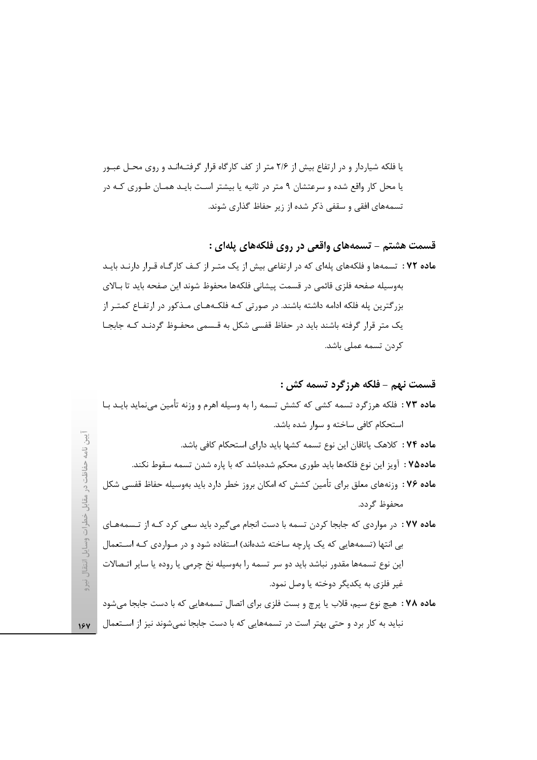یا فلکه شیاردار و در ارتفاع بیش از ۲/۶ متر از کف کارگاه قرار گرفته‌اند و روی محل عبور یا محل کار واقع شده و سرعتشان ۹ متر در ثانیه یا بیشتر است باید همان طوری که در تسمه‌های افقی و سقفی ذکر شده از زیر حفاظ گذاری شوند.

## قسمت هشتم - تسمه‌های واقعی در روی فلکه‌های پله‌ای :

**ماده ۷۲ :** تسمه‌ها و فلکه‌های پله‌ای که در ارتفاعی بیش از یک متر از کف کارگاه قرار دارند باید به‌وسیله صفحه فلزی قائمی در قسمت پیشانی فلکه‌ها محفوظ شوند این صفحه باید تا بالای بزرگترین پله فلکه ادامه داشته باشند. در صورتی که فلکه‌های مذکور در ارتفاع کمتر از یک متر قرار گرفته باشند باید در حفاظ قفسی شکل به قسمی محفوظ گردند که جابجا کردن تسمه عملی باشد.

## قسمت نهم - فلکه هرزگرد تسمه کش :

**ماده ۷۳ :** فلکه هرزگرد تسمه کشی که کشش تسمه را به وسیله اهرم و وزنه تأمین می‌نماید باید با استحکام کافی ساخته و سوار شده باشد.

**ماده ۷۴ :** کلاهک یاتاقان این نوع تسمه کشها باید دارای استحکام کافی باشد.

**ماده۷۵ :** آویز این نوع فلکه‌ها باید طوری محکم شده‌باشد که با پاره شدن تسمه سقوط نکند.

**ماده ۷۶ :** وزنه‌های معلق برای تأمین کشش که امکان بروز خطر دارد باید به‌وسیله حفاظ قفسی شکل محفوظ گردد.

**ماده ۷۷ :** در مواردی که جابجا کردن تسمه با دست انجام می‌گیرد باید سعی کرد که از تسمه‌های بی انتها (تسمه‌هایی که یک پارچه ساخته شده‌اند) استفاده شود و در مواردی که استعمال این نوع تسمه‌ها مقدور نباشد باید دو سر تسمه را به‌وسیله نخ چرمی یا روده یا سایر اتصالات غیر فلزی به یکدیگر دوخته یا وصل نمود.

**ماده ۷۸ :** هیچ نوع سیم، قلاب یا پرچ و بست فلزی برای اتصال تسمه‌هایی که با دست جابجا می‌شود نباید به کار برد و حتی بهتر است در تسمه‌هایی که با دست جابجا نمی‌شوند نیز از استعمال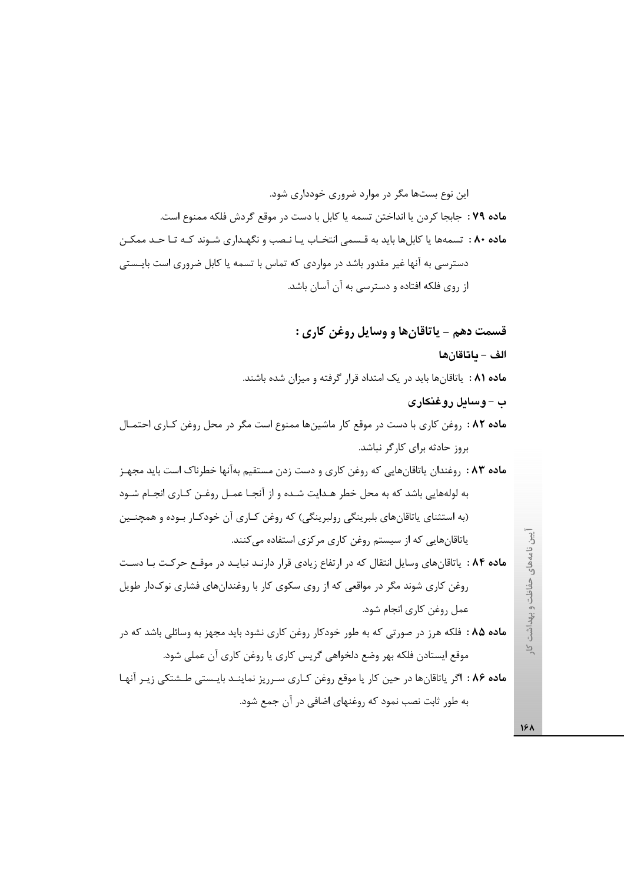این نوع بست‌ها مگر در موارد ضروری خودداری شود.

**ماده ۷۹ :** جابجا کردن یا انداختن تسمه یا کابل با دست در موقع گردش فلکه ممنوع است.

**ماده ۸۰ :** تسمه‌ها یا کابل‌ها باید به قسمی انتخاب یا نصب و نگهداری شوند که تا حد ممکن دسترسی به آنها غیر مقدور باشد در مواردی که تماس با تسمه یا کابل ضروری است بایستی از روی فلکه افتاده و دسترسی به آن آسان باشد.

## قسمت دهم – یاتاقان‌ها و وسایل روغن کاری :

### الف – یاتاقان‌ها

**ماده ۸۱ :** یاتاقان‌ها باید در یک امتداد قرار گرفته و میزان شده باشند.

### ب – وسایل روغنکاری

**ماده ۸۲ :** روغن کاری با دست در موقع کار ماشین‌ها ممنوع است مگر در محل روغن کاری احتمال بروز حادثه برای کارگر نباشد.

**ماده ۸۳ :** روغندان یاتاقان‌هایی که روغن کاری و دست زدن مستقیم به‌آنها خطرناک است باید مجهز به لوله‌هایی باشد که به محل خطر هدایت شده و از آنجا عمل روغن کاری انجام شود (به استثنای یاتاقان‌های بلبرینگی رولبرینگی) که روغن کاری آن خودکار بوده و همچنین یاتاقان‌هایی که از سیستم روغن کاری مرکزی استفاده می‌کنند.

**ماده ۸۴ :** یاتاقان‌های وسایل انتقال که در ارتفاع زیادی قرار دارند نباید در موقع حرکت با دست روغن کاری شوند مگر در مواقعی که از روی سکوی کار با روغندان‌های فشاری نوک‌دار طویل عمل روغن کاری انجام شود.

**ماده ۸۵ :** فلکه هرز در صورتی که به طور خودکار روغن کاری نشود باید مجهز به وسائلی باشد که در موقع ایستادن فلکه بهر وضع دلخواهی گریس کاری یا روغن کاری آن عملی شود.

**ماده ۸۶ :** اگر یاتاقان‌ها در حین کار یا موقع روغن کاری سرریز نمایند بایستی طشتکی زیر آنها به طور ثابت نصب نمود که روغنهای اضافی در آن جمع شود.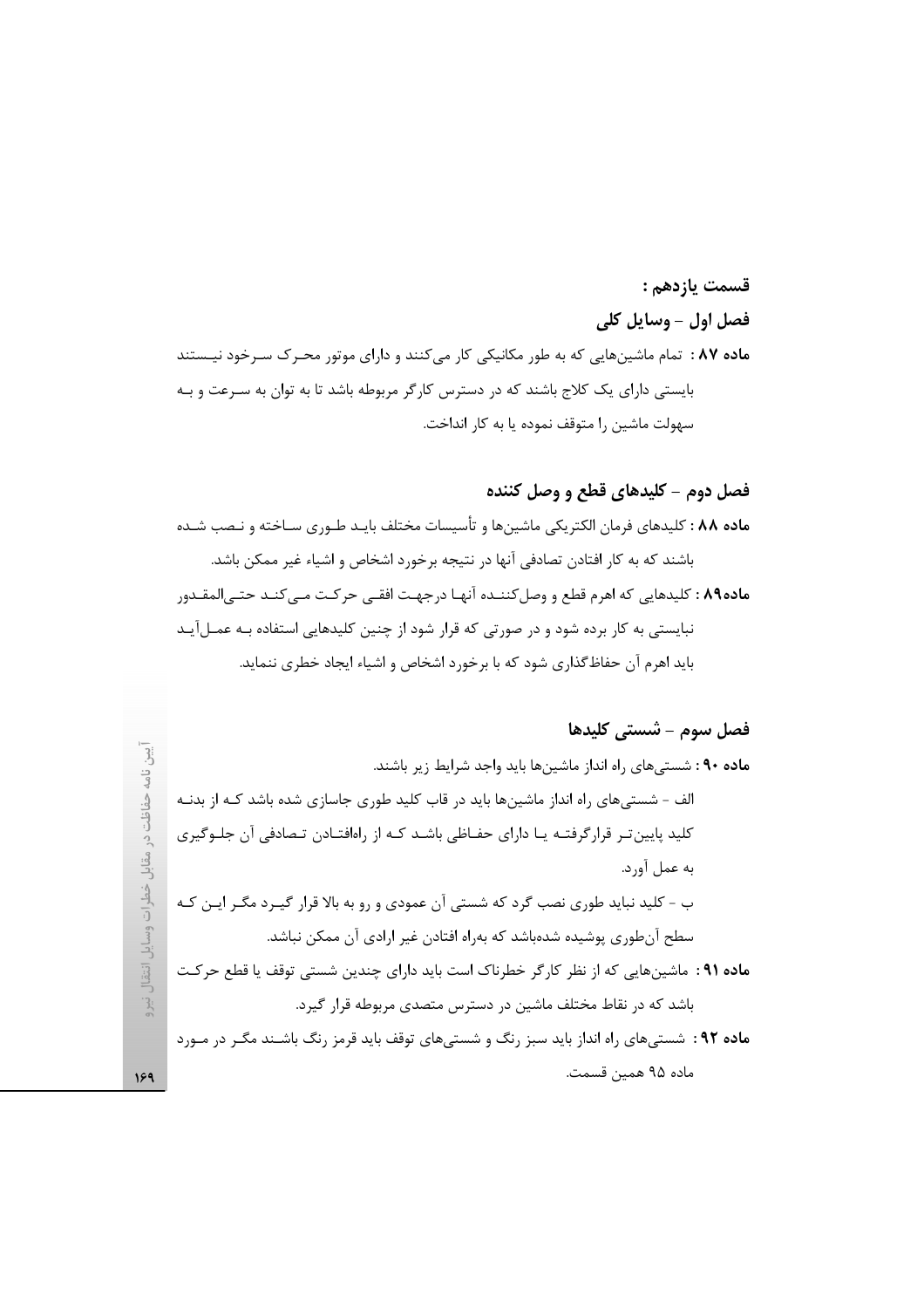## قسمت یازدهم :

### فصل اول – وسایل کلی

**ماده ۸۷ :** تمام ماشین‌هایی که به طور مکانیکی کار می‌کنند و دارای موتور محرک سرخود نیستند بایستی دارای یک کلاج باشند که در دسترس کارگر مربوطه باشد تا به توان به سرعت و به سهولت ماشین را متوقف نموده یا به کار انداخت.

### فصل دوم – کلیدهای قطع و وصل کننده

**ماده ۸۸ :** کلیدهای فرمان الکتریکی ماشین‌ها و تأسیسات مختلف باید طوری ساخته و نصب شده باشند که به کار افتادن تصادفی آنها در نتیجه برخورد اشخاص و اشیاء غیر ممکن باشد.

**ماده۸۹ :** کلیدهایی که اهرم قطع و وصل‌کننده آنها درجهت افقی حرکت می‌کند حتی‌المقدور نبایستی به کار برده شود و در صورتی که قرار شود از چنین کلیدهایی استفاده به عمل‌آید باید اهرم آن حفاظ‌گذاری شود که با برخورد اشخاص و اشیاء ایجاد خطری ننماید.

### فصل سوم – شستی کلیدها

**ماده ۹۰ :** شستی‌های راه انداز ماشین‌ها باید واجد شرایط زیر باشند.

الف - شستی‌های راه انداز ماشین‌ها باید در قاب کلید طوری جاسازی شده باشد که از بدنه کلید پایین‌تر قرارگرفته یا دارای حفاظی باشد که از راه‌افتادن تصادفی آن جلوگیری به عمل آورد.

ب - کلید نباید طوری نصب گرد که شستی آن عمودی و رو به بالا قرار گیرد مگر این که سطح آن‌طوری پوشیده شده‌باشد که به‌راه افتادن غیر ارادی آن ممکن نباشد.

**ماده ۹۱ :** ماشین‌هایی که از نظر کارگر خطرناک است باید دارای چندین شستی توقف یا قطع حرکت باشد که در نقاط مختلف ماشین در دسترس متصدی مربوطه قرار گیرد.

**ماده ۹۲ :** شستی‌های راه انداز باید سبز رنگ و شستی‌های توقف باید قرمز رنگ باشند مگر در مورد ماده ۹۵ همین قسمت.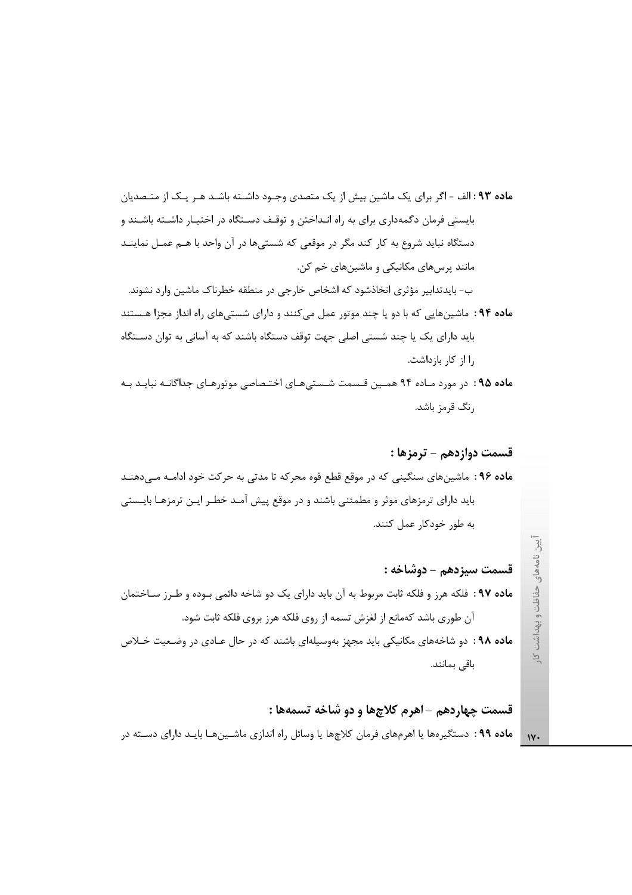**ماده ۹۳ :** الف - اگر برای یک ماشین بیش از یک متصدی وجود داشته باشد هر یک از متصدیان بایستی فرمان دگمه‌داری برای به راه انداختن و توقف دستگاه در اختیار داشته باشند و دستگاه نباید شروع به کار کند مگر در موقعی که شستی‌ها در آن واحد با هم عمل نمایند مانند پرس‌های مکانیکی و ماشین‌های خم کن.

ب- بایدتدابیر مؤثری اتخاذشود که اشخاص خارجی در منطقه خطرناک ماشین وارد نشوند.

**ماده ۹۴ :** ماشین‌هایی که با دو یا چند موتور عمل می‌کنند و دارای شستی‌های راه انداز مجزا هستند باید دارای یک یا چند شستی اصلی جهت توقف دستگاه باشند که به آسانی به توان دستگاه را از کار بازداشت.

**ماده ۹۵ :** در مورد ماده ۹۴ همین قسمت شستی‌های اختصاصی موتورهای جداگانه نباید به رنگ قرمز باشد.

## قسمت دوازدهم – ترمزها :

**ماده ۹۶ :** ماشین‌های سنگینی که در موقع قطع قوه محرکه تا مدتی به حرکت خود ادامه می‌دهند باید دارای ترمزهای موثر و مطمئنی باشند و در موقع پیش آمد خطر این ترمزها بایستی به طور خودکار عمل کنند.

## قسمت سیزدهم – دوشاخه :

**ماده ۹۷ :** فلکه هرز و فلکه ثابت مربوط به آن باید دارای یک دو شاخه دائمی بوده و طرز ساختمان آن طوری باشد که‌مانع از لغزش تسمه از روی فلکه هرز بروی فلکه ثابت شود.

**ماده ۹۸ :** دو شاخه‌های مکانیکی باید مجهز به‌وسیله‌ای باشند که در حال عادی در وضعیت خلاص باقی بمانند.

## قسمت چهاردهم – اهرم کلاچ‌ها و دو شاخه تسمه‌ها :

**ماده ۹۹ :** دستگیره‌ها یا اهرم‌های فرمان کلاچ‌ها یا وسائل راه اندازی ماشین‌ها باید دارای دسته در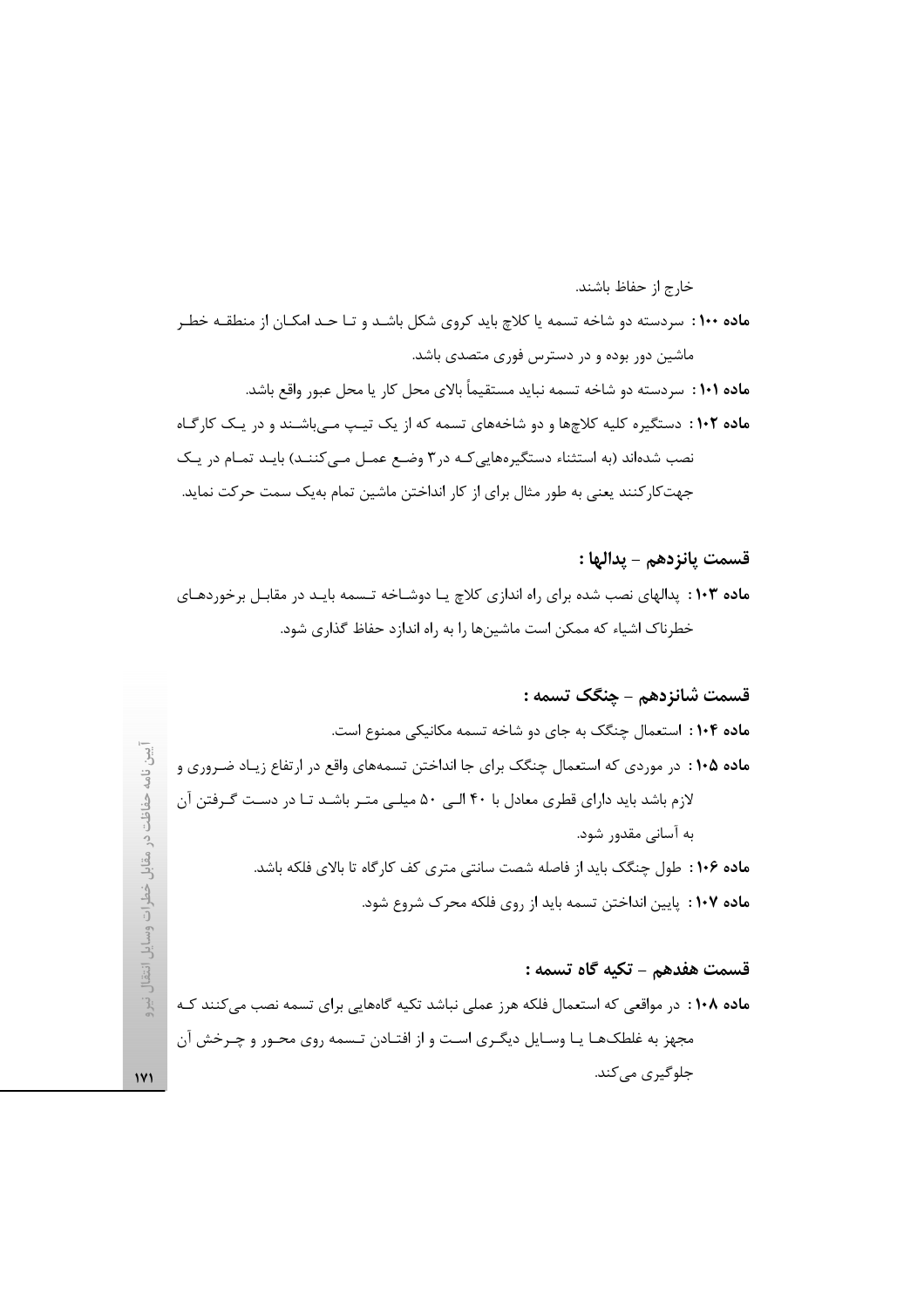خارج از حفاظ باشند.

**ماده ۱۰۰:** سردسته دو شاخه تسمه یا کلاچ باید کروی شکل باشد و تا حد امکان از منطقه خطر ماشین دور بوده و در دسترس فوری متصدی باشد.

**ماده ۱۰۱:** سردسته دو شاخه تسمه نباید مستقیماً بالای محل کار یا محل عبور واقع باشد.

**ماده ۱۰۲:** دستگیره کلیه کلاچها و دو شاخه‌های تسمه که از یک تیپ می‌باشند و در یک کارگاه نصب شده‌اند (به استثناء دستگیره‌هایی‌که در ۳ وضع عمل می‌کنند) باید تمام در یک جهت‌کارکنند یعنی به طور مثال برای از کار انداختن ماشین تمام به‌یک سمت حرکت نماید.

## قسمت پانزدهم – پدالها :

**ماده ۱۰۳:** پدالهای نصب شده برای راه اندازی کلاچ یا دوشاخه تسمه باید در مقابل برخوردهای خطرناک اشیاء که ممکن است ماشین‌ها را به راه اندازد حفاظ گذاری شود.

## قسمت شانزدهم – چنگک تسمه :

**ماده ۱۰۴:** استعمال چنگک به جای دو شاخه تسمه مکانیکی ممنوع است.

**ماده ۱۰۵:** در موردی که استعمال چنگک برای جا انداختن تسمه‌های واقع در ارتفاع زیاد ضروری و لازم باشد باید دارای قطری معادل با ۴۰ الی ۵۰ میلی متر باشد تا در دست گرفتن آن به آسانی مقدور شود.

**ماده ۱۰۶:** طول چنگک باید از فاصله شصت سانتی متری کف کارگاه تا بالای فلکه باشد.

**ماده ۱۰۷:** پایین انداختن تسمه باید از روی فلکه محرک شروع شود.

## قسمت هفدهم – تکیه گاه تسمه :

**ماده ۱۰۸:** در مواقعی که استعمال فلکه هرز عملی نباشد تکیه گاههایی برای تسمه نصب می‌کنند که مجهز به غلطک‌ها یا وسایل دیگری است و از افتادن تسمه روی محور و چرخش آن جلوگیری می‌کند.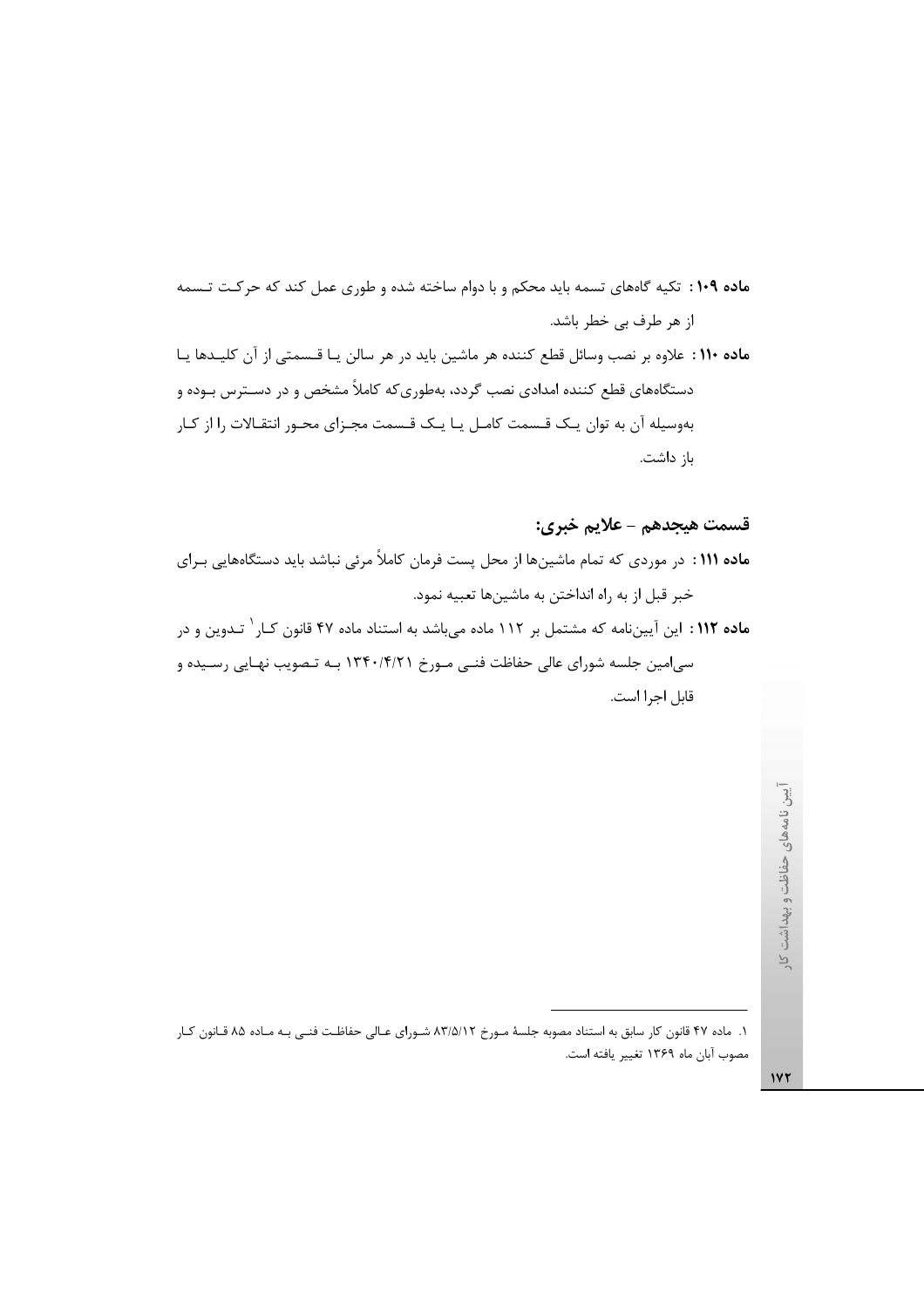**ماده ۱۰۹:** تکیه گاه‌های تسمه باید محکم و با دوام ساخته شده و طوری عمل کند که حرکت تسمه از هر طرف بی خطر باشد.

**ماده ۱۱۰:** علاوه بر نصب وسائل قطع کننده هر ماشین باید در هر سالن یا قسمتی از آن کلیدها یا دستگاه‌های قطع کننده امدادی نصب گردد، به‌طوری‌که کاملاً مشخص و در دسترس بوده و به‌وسیله آن به توان یک قسمت کامل یا یک قسمت مجزای محور انتقالات را از کار باز داشت.

## قسمت هیجدهم – علایم خبری:

**ماده ۱۱۱:** در موردی که تمام ماشین‌ها از محل پست فرمان کاملاً مرئی نباشد باید دستگاه‌هایی برای خبر قبل از به راه انداختن به ماشین‌ها تعبیه نمود.

**ماده ۱۱۲:** این آیین‌نامه که مشتمل بر ۱۱۲ ماده می‌باشد به استناد ماده ۴۷ قانون کار[1] تدوین و در سی‌امین جلسه شورای عالی حفاظت فنی مورخ ۱۳۴۰/۴/۲۱ به تصویب نهایی رسیده و قابل اجرا است.

---

۱. ماده ۴۷ قانون کار سابق به استناد مصوبه جلسهٔ مورخ ۸۳/۵/۱۲ شورای عالی حفاظت فنی به ماده ۸۵ قانون کار مصوب آبان ماه ۱۳۶۹ تغییر یافته است.